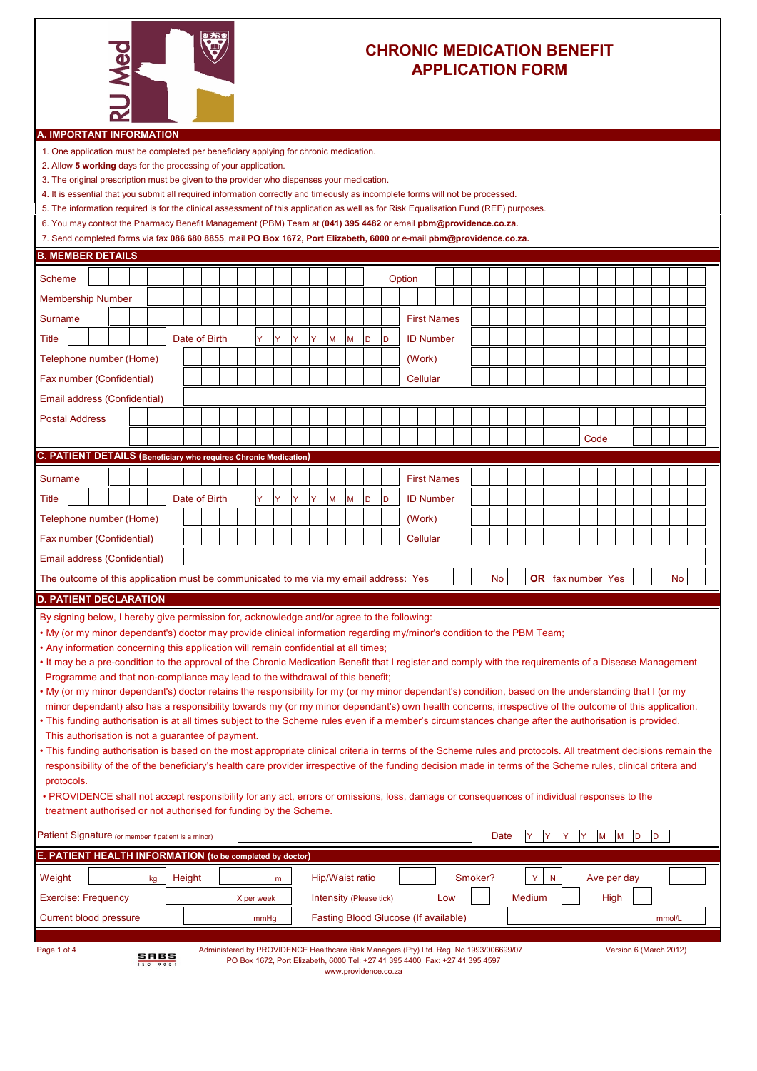# CHRONIC MEDICATION BENEFIT APPLICATION FORM

## A. IMPORTANT INFORMATION

1. One application must be completed per beneficiary applying for chronic medication.
2. Allow **5 working** days for the processing of your application.
3. The original prescription must be given to the provider who dispenses your medication.
4. It is essential that you submit all required information correctly and timeously as incomplete forms will not be processed.
5. The information required is for the clinical assessment of this application as well as for Risk Equalisation Fund (REF) purposes.
6. You may contact the Pharmacy Benefit Management (PBM) Team at **(041) 395 4482** or email **pbm@providence.co.za.**
7. Send completed forms via fax **086 680 8855**, mail **PO Box 1672, Port Elizabeth, 6000** or e-mail **pbm@providence.co.za.**

## B. MEMBER DETAILS

| | | | |
|---|---|---|---|
| Scheme | | Option | |
| Membership Number | | | |
| Surname | | First Names | |
| Title | Date of Birth: Y Y Y Y M M D D | ID Number | |
| Telephone number (Home) | | (Work) | |
| Fax number (Confidential) | | Cellular | |
| Email address (Confidential) | | | |
| Postal Address | | | |
| | | Code | |

## C. PATIENT DETAILS (Beneficiary who requires Chronic Medication)

| | | | |
|---|---|---|---|
| Surname | | First Names | |
| Title | Date of Birth: Y Y Y Y M M D D | ID Number | |
| Telephone number (Home) | | (Work) | |
| Fax number (Confidential) | | Cellular | |
| Email address (Confidential) | | | |

The outcome of this application must be communicated to me via my email address: Yes [ ] No [ ] **OR** fax number Yes [ ] No [ ]

## D. PATIENT DECLARATION

By signing below, I hereby give permission for, acknowledge and/or agree to the following:

- My (or my minor dependant's) doctor may provide clinical information regarding my/minor's condition to the PBM Team;
- Any information concerning this application will remain confidential at all times;
- It may be a pre-condition to the approval of the Chronic Medication Benefit that I register and comply with the requirements of a Disease Management Programme and that non-compliance may lead to the withdrawal of this benefit;
- My (or my minor dependant's) doctor retains the responsibility for my (or my minor dependant's) condition, based on the understanding that I (or my minor dependant) also has a responsibility towards my (or my minor dependant's) own health concerns, irrespective of the outcome of this application.
- This funding authorisation is at all times subject to the Scheme rules even if a member's circumstances change after the authorisation is provided. This authorisation is not a guarantee of payment.
- This funding authorisation is based on the most appropriate clinical criteria in terms of the Scheme rules and protocols. All treatment decisions remain the responsibility of the of the beneficiary's health care provider irrespective of the funding decision made in terms of the Scheme rules, clinical critera and protocols.
- PROVIDENCE shall not accept responsibility for any act, errors or omissions, loss, damage or consequences of individual responses to the treatment authorised or not authorised for funding by the Scheme.

Patient Signature (or member if patient is a minor) ______________________ Date Y Y Y Y M M D D

## E. PATIENT HEALTH INFORMATION (to be completed by doctor)

| | | | | | |
|---|---|---|---|---|---|
| Weight ____ kg | Height ____ m | Hip/Waist ratio | | Smoker? Y N | Ave per day |
| Exercise: Frequency | ____ X per week | Intensity (Please tick) | Low [ ] | Medium [ ] | High [ ] |
| Current blood pressure | ____ mmHg | Fasting Blood Glucose (If available) | | ____ mmol/L | |

Administered by PROVIDENCE Healthcare Risk Managers (Pty) Ltd. Reg. No.1993/006699/07
PO Box 1672, Port Elizabeth, 6000 Tel: +27 41 395 4400 Fax: +27 41 395 4597
www.providence.co.za

Version 6 (March 2012)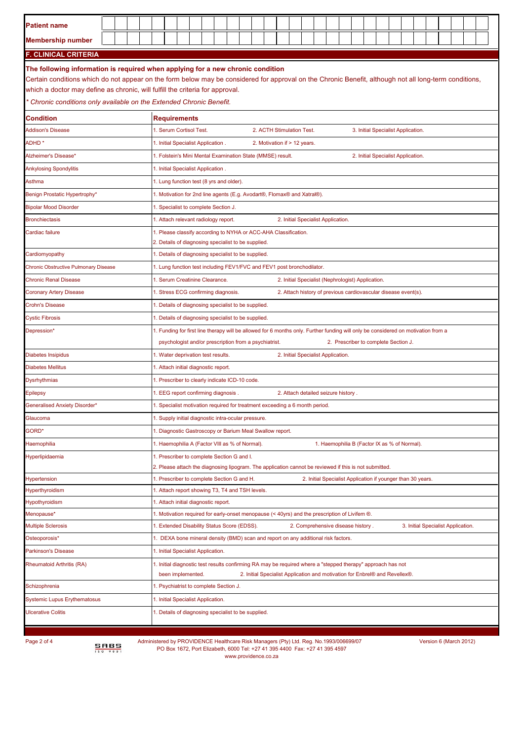| Patient name | |
|---|---|
| Membership number | |

## F. CLINICAL CRITERIA

**The following information is required when applying for a new chronic condition**

Certain conditions which do not appear on the form below may be considered for approval on the Chronic Benefit, although not all long-term conditions, which a doctor may define as chronic, will fulfill the criteria for approval.

*\* Chronic conditions only available on the Extended Chronic Benefit.*

| Condition | Requirements |
|---|---|
| Addison's Disease | 1. Serum Cortisol Test. 2. ACTH Stimulation Test. 3. Initial Specialist Application. |
| ADHD * | 1. Initial Specialist Application . 2. Motivation if > 12 years. |
| Alzheimer's Disease* | 1. Folstein's Mini Mental Examination State (MMSE) result. 2. Initial Specialist Application. |
| Ankylosing Spondylitis | 1. Initial Specialist Application . |
| Asthma | 1. Lung function test (8 yrs and older). |
| Benign Prostatic Hypertrophy* | 1. Motivation for 2nd line agents (E.g. Avodart®, Flomax® and Xatral®). |
| Bipolar Mood Disorder | 1. Specialist to complete Section J. |
| Bronchiectasis | 1. Attach relevant radiology report. 2. Initial Specialist Application. |
| Cardiac failure | 1. Please classify according to NYHA or ACC-AHA Classification.<br>2. Details of diagnosing specialist to be supplied. |
| Cardiomyopathy | 1. Details of diagnosing specialist to be supplied. |
| Chronic Obstructive Pulmonary Disease | 1. Lung function test including FEV1/FVC and FEV1 post bronchodilator. |
| Chronic Renal Disease | 1. Serum Creatinine Clearance. 2. Initial Specialist (Nephrologist) Application. |
| Coronary Artery Disease | 1. Stress ECG confirming diagnosis. 2. Attach history of previous cardiovascular disease event(s). |
| Crohn's Disease | 1. Details of diagnosing specialist to be supplied. |
| Cystic Fibrosis | 1. Details of diagnosing specialist to be supplied. |
| Depression* | 1. Funding for first line therapy will be allowed for 6 months only. Further funding will only be considered on motivation from a psychologist and/or prescription from a psychiatrist. 2. Prescriber to complete Section J. |
| Diabetes Insipidus | 1. Water deprivation test results. 2. Initial Specialist Application. |
| Diabetes Mellitus | 1. Attach initial diagnostic report. |
| Dysrhythmias | 1. Prescriber to clearly indicate ICD-10 code. |
| Epilepsy | 1. EEG report confirming diagnosis . 2. Attach detailed seizure history . |
| Generalised Anxiety Disorder* | 1. Specialist motivation required for treatment exceeding a 6 month period. |
| Glaucoma | 1. Supply initial diagnostic intra-ocular pressure. |
| GORD* | 1. Diagnostic Gastroscopy or Barium Meal Swallow report. |
| Haemophilia | 1. Haemophilia A (Factor VIII as % of Normal). 1. Haemophilia B (Factor IX as % of Normal). |
| Hyperlipidaemia | 1. Prescriber to complete Section G and I.<br>2. Please attach the diagnosing lipogram. The application cannot be reviewed if this is not submitted. |
| Hypertension | 1. Prescriber to complete Section G and H. 2. Initial Specialist Application if younger than 30 years. |
| Hyperthyroidism | 1. Attach report showing T3, T4 and TSH levels. |
| Hypothyroidism | 1. Attach initial diagnostic report. |
| Menopause* | 1. Motivation required for early-onset menopause (< 40yrs) and the prescription of Livifem ®. |
| Multiple Sclerosis | 1. Extended Disability Status Score (EDSS). 2. Comprehensive disease history . 3. Initial Specialist Application. |
| Osteoporosis* | 1. DEXA bone mineral density (BMD) scan and report on any additional risk factors. |
| Parkinson's Disease | 1. Initial Specialist Application. |
| Rheumatoid Arthritis (RA) | 1. Initial diagnostic test results confirming RA may be required where a "stepped therapy" approach has not been implemented. 2. Initial Specialist Application and motivation for Enbrel® and Revellex®. |
| Schizophrenia | 1. Psychiatrist to complete Section J. |
| Systemic Lupus Erythematosus | 1. Initial Specialist Application. |
| Ulcerative Colitis | 1. Details of diagnosing specialist to be supplied. |

Administered by PROVIDENCE Healthcare Risk Managers (Pty) Ltd. Reg. No.1993/006699/07
PO Box 1672, Port Elizabeth, 6000 Tel: +27 41 395 4400 Fax: +27 41 395 4597
www.providence.co.za

Version 6 (March 2012)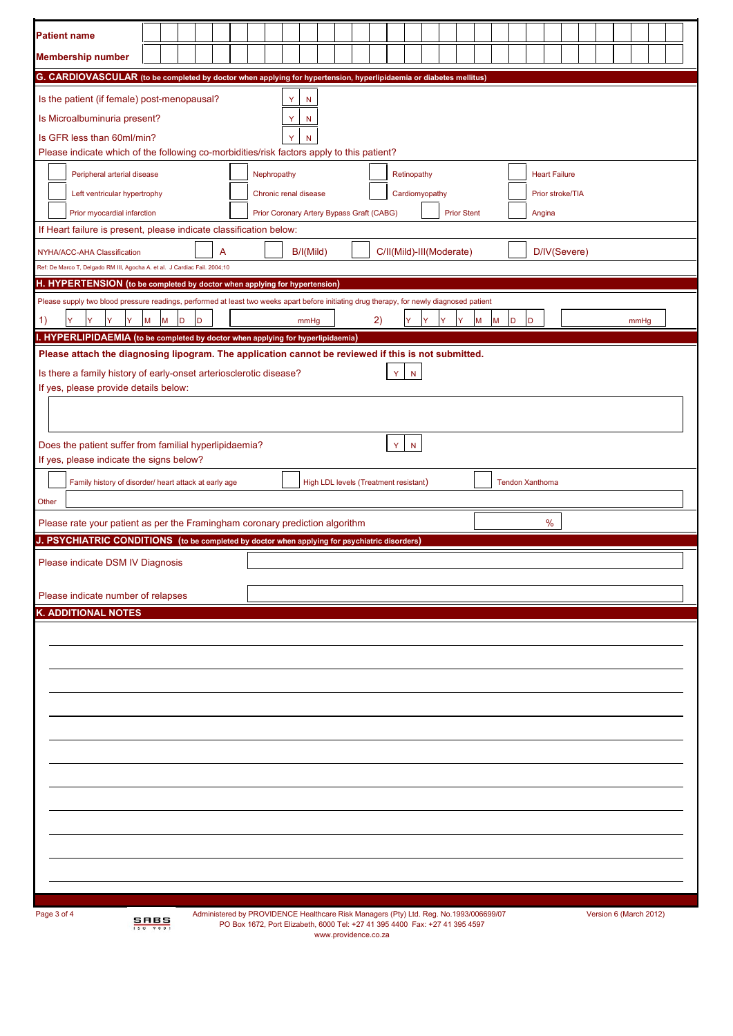**Patient name**

**Membership number**

## G. CARDIOVASCULAR (to be completed by doctor when applying for hypertension, hyperlipidaemia or diabetes mellitus)

Is the patient (if female) post-menopausal? Y N

Is Microalbuminuria present? Y N

Is GFR less than 60ml/min? Y N

Please indicate which of the following co-morbidities/risk factors apply to this patient?

| | | | |
|---|---|---|---|
| Peripheral arterial disease | Nephropathy | Retinopathy | Heart Failure |
| Left ventricular hypertrophy | Chronic renal disease | Cardiomyopathy | Prior stroke/TIA |
| Prior myocardial infarction | Prior Coronary Artery Bypass Graft (CABG) | Prior Stent | Angina |

If Heart failure is present, please indicate classification below:

| NYHA/ACC-AHA Classification | A | B/I(Mild) | C/II(Mild)-III(Moderate) | D/IV(Severe) |
|---|---|---|---|---|

Ref: De Marco T, Delgado RM III, Agocha A. et al. J Cardiac Fail. 2004;10

## H. HYPERTENSION (to be completed by doctor when applying for hypertension)

Please supply two blood pressure readings, performed at least two weeks apart before initiating drug therapy, for newly diagnosed patient

1) Y Y Y Y M M D D ______ mmHg  2) Y Y Y Y M M D D ______ mmHg

## I. HYPERLIPIDAEMIA (to be completed by doctor when applying for hyperlipidaemia)

**Please attach the diagnosing lipogram. The application cannot be reviewed if this is not submitted.**

Is there a family history of early-onset arteriosclerotic disease? Y N

If yes, please provide details below:

Does the patient suffer from familial hyperlipidaemia? Y N

If yes, please indicate the signs below?

| | | |
|---|---|---|
| Family history of disorder/ heart attack at early age | High LDL levels (Treatment resistant) | Tendon Xanthoma |

Other

Please rate your patient as per the Framingham coronary prediction algorithm ______ %

## J. PSYCHIATRIC CONDITIONS (to be completed by doctor when applying for psychiatric disorders)

Please indicate DSM IV Diagnosis

Please indicate number of relapses

## K. ADDITIONAL NOTES

Administered by PROVIDENCE Healthcare Risk Managers (Pty) Ltd. Reg. No.1993/006699/07
PO Box 1672, Port Elizabeth, 6000 Tel: +27 41 395 4400 Fax: +27 41 395 4597
www.providence.co.za

Version 6 (March 2012)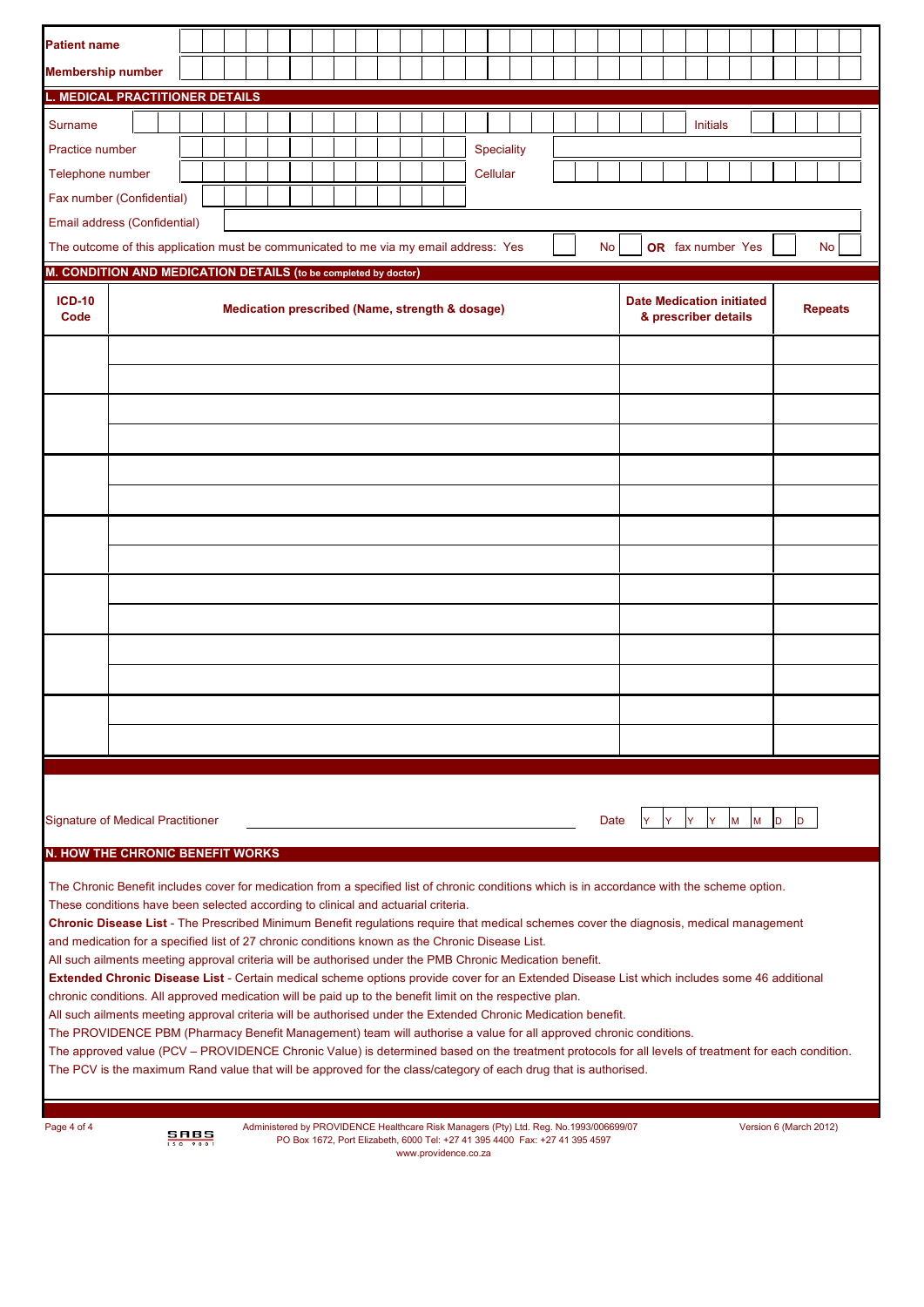| | |
|---|---|
| **Patient name** | |
| **Membership number** | |

## L. MEDICAL PRACTITIONER DETAILS

| | | | |
|---|---|---|---|
| Surname | | Initials | |
| Practice number | | Speciality | |
| Telephone number | | Cellular | |
| Fax number (Confidential) | | | |
| Email address (Confidential) | | | |

The outcome of this application must be communicated to me via my email address: Yes ☐ No ☐ **OR** fax number Yes ☐ No ☐

## M. CONDITION AND MEDICATION DETAILS (to be completed by doctor)

| ICD-10 Code | Medication prescribed (Name, strength & dosage) | Date Medication initiated & prescriber details | Repeats |
|---|---|---|---|
| | | | |
| | | | |
| | | | |
| | | | |
| | | | |
| | | | |
| | | | |
| | | | |
| | | | |
| | | | |
| | | | |
| | | | |
| | | | |
| | | | |

Signature of Medical Practitioner \_\_\_\_\_\_\_\_\_\_\_\_\_\_\_\_\_\_\_\_\_\_\_\_ Date Y Y Y Y M M D D

## N. HOW THE CHRONIC BENEFIT WORKS

The Chronic Benefit includes cover for medication from a specified list of chronic conditions which is in accordance with the scheme option. These conditions have been selected according to clinical and actuarial criteria.

**Chronic Disease List** - The Prescribed Minimum Benefit regulations require that medical schemes cover the diagnosis, medical management and medication for a specified list of 27 chronic conditions known as the Chronic Disease List.

All such ailments meeting approval criteria will be authorised under the PMB Chronic Medication benefit.

**Extended Chronic Disease List** - Certain medical scheme options provide cover for an Extended Disease List which includes some 46 additional chronic conditions. All approved medication will be paid up to the benefit limit on the respective plan.

All such ailments meeting approval criteria will be authorised under the Extended Chronic Medication benefit.

The PROVIDENCE PBM (Pharmacy Benefit Management) team will authorise a value for all approved chronic conditions.

The approved value (PCV – PROVIDENCE Chronic Value) is determined based on the treatment protocols for all levels of treatment for each condition.

The PCV is the maximum Rand value that will be approved for the class/category of each drug that is authorised.

Administered by PROVIDENCE Healthcare Risk Managers (Pty) Ltd. Reg. No.1993/006699/07
PO Box 1672, Port Elizabeth, 6000 Tel: +27 41 395 4400 Fax: +27 41 395 4597
www.providence.co.za

Version 6 (March 2012)